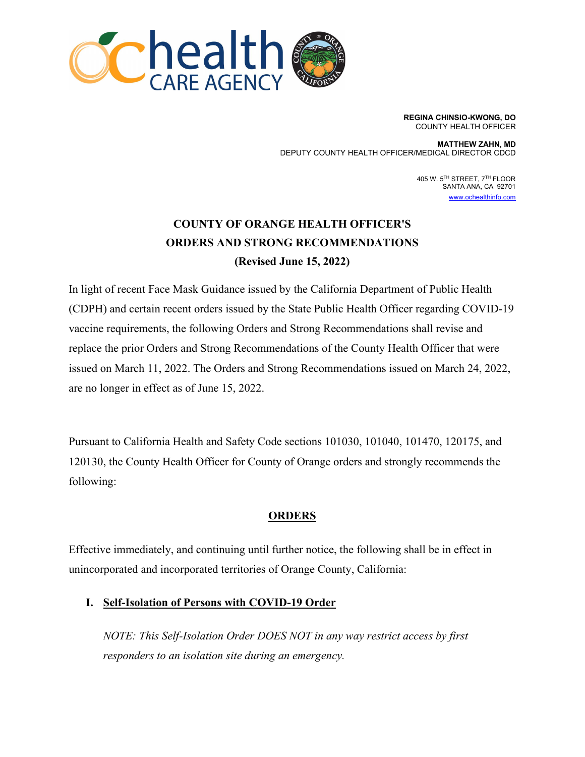**REGINA CHINSIO-KWONG, DO**
COUNTY HEALTH OFFICER

**MATTHEW ZAHN, MD**
DEPUTY COUNTY HEALTH OFFICER/MEDICAL DIRECTOR CDCD

405 W. 5TH STREET, 7TH FLOOR
SANTA ANA, CA 92701
www.ochealthinfo.com

# COUNTY OF ORANGE HEALTH OFFICER'S ORDERS AND STRONG RECOMMENDATIONS (Revised June 15, 2022)

In light of recent Face Mask Guidance issued by the California Department of Public Health (CDPH) and certain recent orders issued by the State Public Health Officer regarding COVID-19 vaccine requirements, the following Orders and Strong Recommendations shall revise and replace the prior Orders and Strong Recommendations of the County Health Officer that were issued on March 11, 2022. The Orders and Strong Recommendations issued on March 24, 2022, are no longer in effect as of June 15, 2022.

Pursuant to California Health and Safety Code sections 101030, 101040, 101470, 120175, and 120130, the County Health Officer for County of Orange orders and strongly recommends the following:

## ORDERS

Effective immediately, and continuing until further notice, the following shall be in effect in unincorporated and incorporated territories of Orange County, California:

### I. Self-Isolation of Persons with COVID-19 Order

*NOTE: This Self-Isolation Order DOES NOT in any way restrict access by first responders to an isolation site during an emergency.*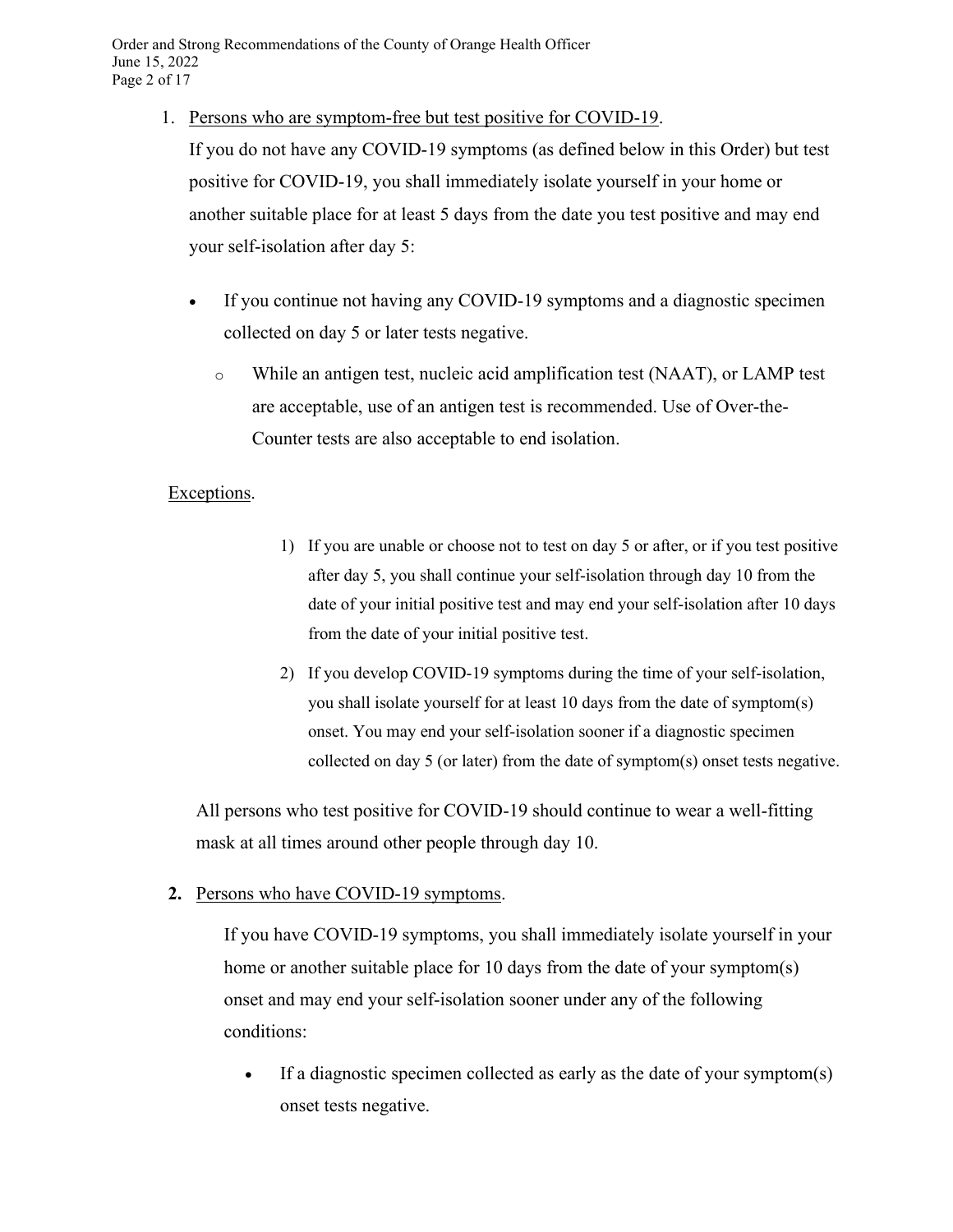1. <u>Persons who are symptom-free but test positive for COVID-19</u>.

   If you do not have any COVID-19 symptoms (as defined below in this Order) but test positive for COVID-19, you shall immediately isolate yourself in your home or another suitable place for at least 5 days from the date you test positive and may end your self-isolation after day 5:

   - If you continue not having any COVID-19 symptoms and a diagnostic specimen collected on day 5 or later tests negative.
     - While an antigen test, nucleic acid amplification test (NAAT), or LAMP test are acceptable, use of an antigen test is recommended. Use of Over-the-Counter tests are also acceptable to end isolation.

   <u>Exceptions</u>.

   1) If you are unable or choose not to test on day 5 or after, or if you test positive after day 5, you shall continue your self-isolation through day 10 from the date of your initial positive test and may end your self-isolation after 10 days from the date of your initial positive test.
   2) If you develop COVID-19 symptoms during the time of your self-isolation, you shall isolate yourself for at least 10 days from the date of symptom(s) onset. You may end your self-isolation sooner if a diagnostic specimen collected on day 5 (or later) from the date of symptom(s) onset tests negative.

   All persons who test positive for COVID-19 should continue to wear a well-fitting mask at all times around other people through day 10.

2. <u>Persons who have COVID-19 symptoms</u>.

   If you have COVID-19 symptoms, you shall immediately isolate yourself in your home or another suitable place for 10 days from the date of your symptom(s) onset and may end your self-isolation sooner under any of the following conditions:

   - If a diagnostic specimen collected as early as the date of your symptom(s) onset tests negative.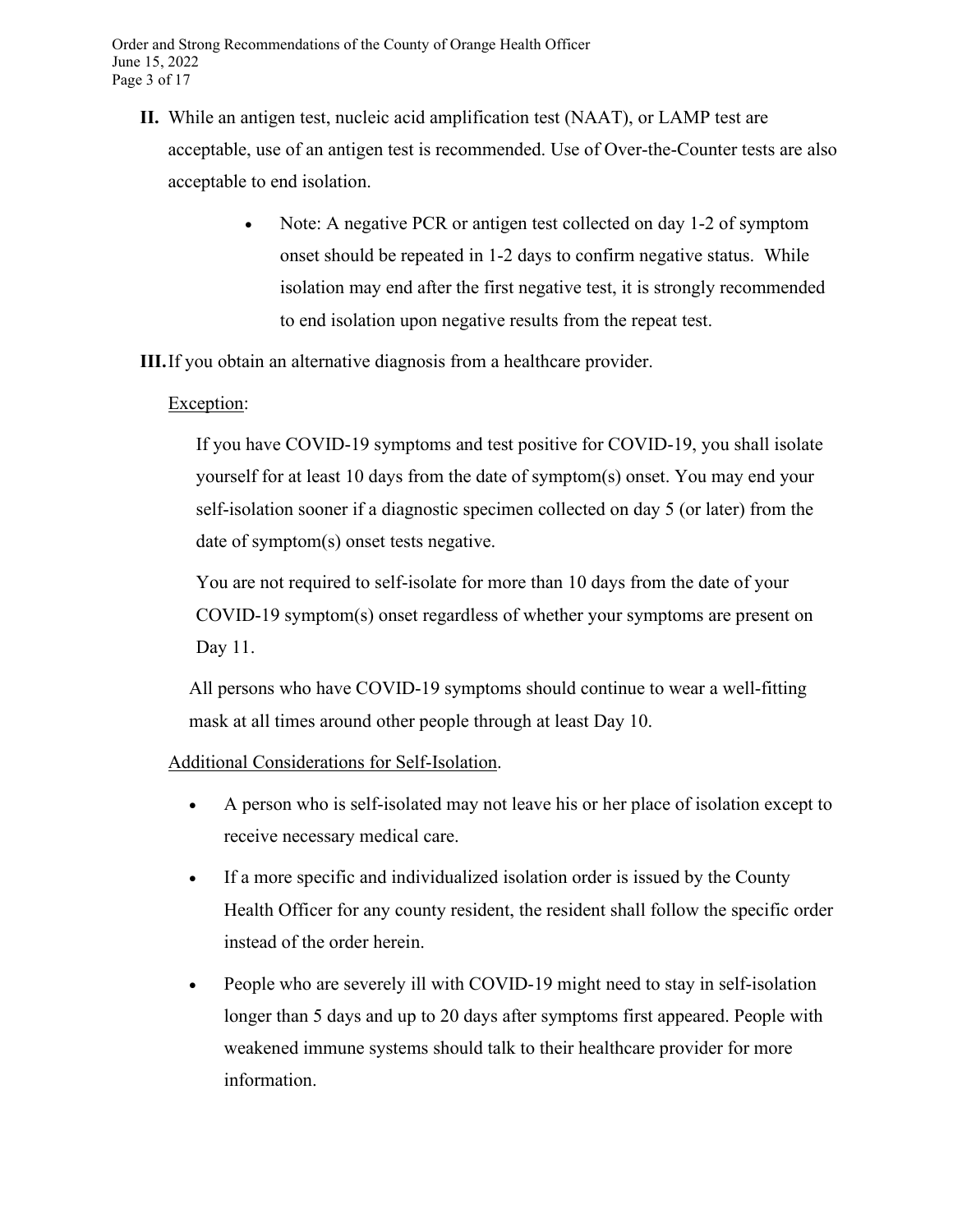**II.** While an antigen test, nucleic acid amplification test (NAAT), or LAMP test are acceptable, use of an antigen test is recommended. Use of Over-the-Counter tests are also acceptable to end isolation.

- Note: A negative PCR or antigen test collected on day 1-2 of symptom onset should be repeated in 1-2 days to confirm negative status. While isolation may end after the first negative test, it is strongly recommended to end isolation upon negative results from the repeat test.

**III.** If you obtain an alternative diagnosis from a healthcare provider.

<u>Exception</u>:

If you have COVID-19 symptoms and test positive for COVID-19, you shall isolate yourself for at least 10 days from the date of symptom(s) onset. You may end your self-isolation sooner if a diagnostic specimen collected on day 5 (or later) from the date of symptom(s) onset tests negative.

You are not required to self-isolate for more than 10 days from the date of your COVID-19 symptom(s) onset regardless of whether your symptoms are present on Day 11.

All persons who have COVID-19 symptoms should continue to wear a well-fitting mask at all times around other people through at least Day 10.

<u>Additional Considerations for Self-Isolation</u>.

- A person who is self-isolated may not leave his or her place of isolation except to receive necessary medical care.
- If a more specific and individualized isolation order is issued by the County Health Officer for any county resident, the resident shall follow the specific order instead of the order herein.
- People who are severely ill with COVID-19 might need to stay in self-isolation longer than 5 days and up to 20 days after symptoms first appeared. People with weakened immune systems should talk to their healthcare provider for more information.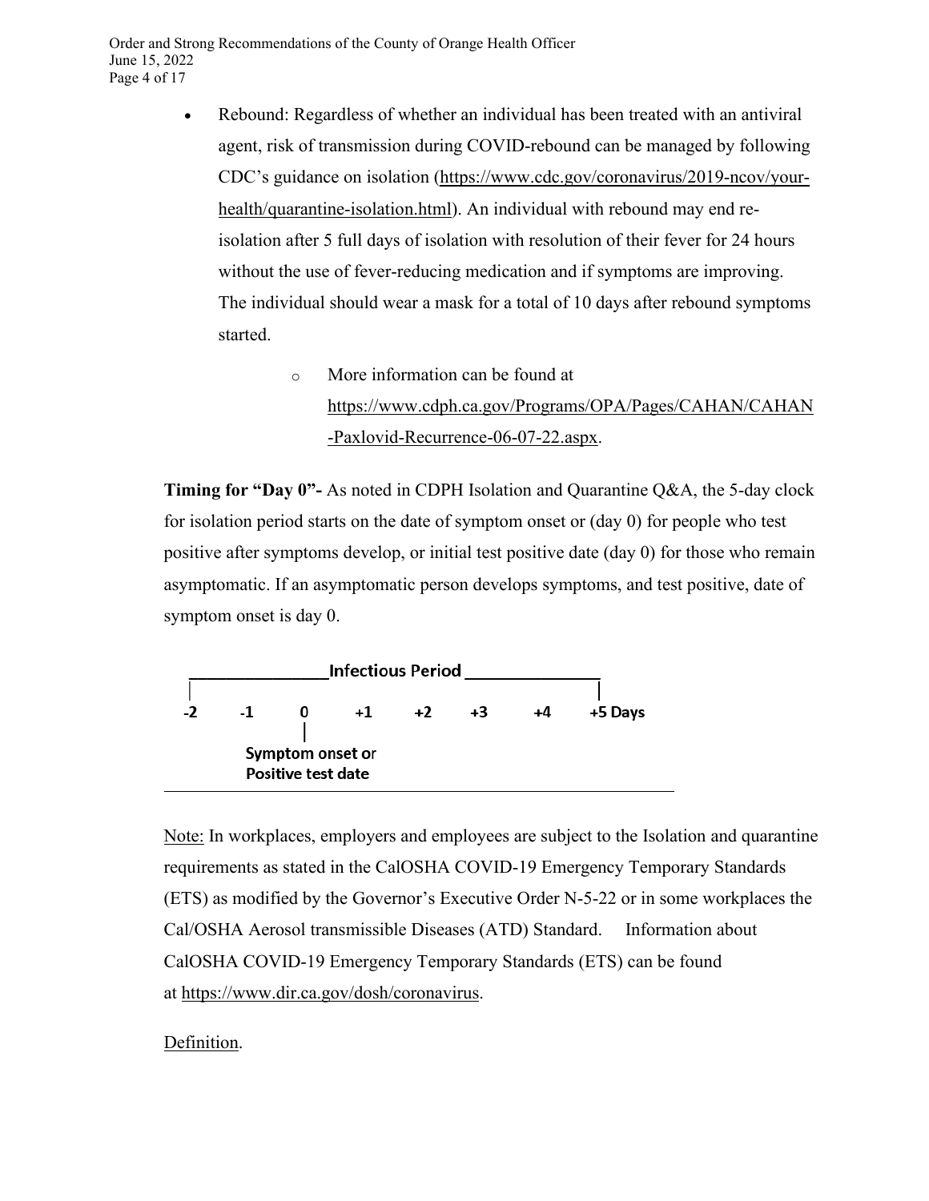- Rebound: Regardless of whether an individual has been treated with an antiviral agent, risk of transmission during COVID-rebound can be managed by following CDC's guidance on isolation (https://www.cdc.gov/coronavirus/2019-ncov/your-health/quarantine-isolation.html). An individual with rebound may end re-isolation after 5 full days of isolation with resolution of their fever for 24 hours without the use of fever-reducing medication and if symptoms are improving. The individual should wear a mask for a total of 10 days after rebound symptoms started.
    - More information can be found at https://www.cdph.ca.gov/Programs/OPA/Pages/CAHAN/CAHAN-Paxlovid-Recurrence-06-07-22.aspx.

**Timing for "Day 0"-** As noted in CDPH Isolation and Quarantine Q&A, the 5-day clock for isolation period starts on the date of symptom onset or (day 0) for people who test positive after symptoms develop, or initial test positive date (day 0) for those who remain asymptomatic. If an asymptomatic person develops symptoms, and test positive, date of symptom onset is day 0.

**Infectious Period**

| -2 | -1 | 0 | +1 | +2 | +3 | +4 | +5 Days |
|---|---|---|---|---|---|---|---|
| | | Symptom onset or Positive test date | | | | | |

---

Note: In workplaces, employers and employees are subject to the Isolation and quarantine requirements as stated in the CalOSHA COVID-19 Emergency Temporary Standards (ETS) as modified by the Governor's Executive Order N-5-22 or in some workplaces the Cal/OSHA Aerosol transmissible Diseases (ATD) Standard. Information about CalOSHA COVID-19 Emergency Temporary Standards (ETS) can be found at https://www.dir.ca.gov/dosh/coronavirus.

Definition.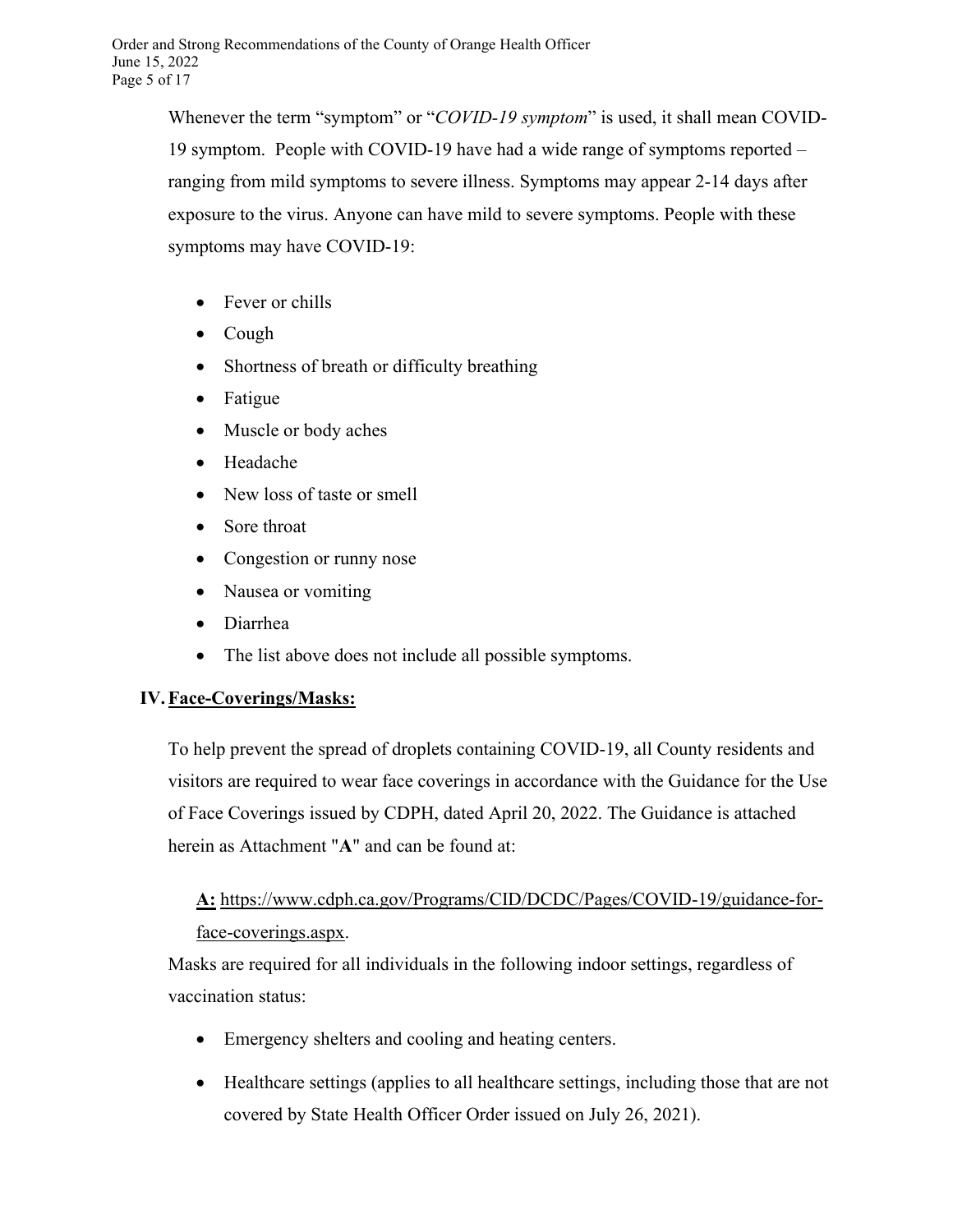Whenever the term "symptom" or "*COVID-19 symptom*" is used, it shall mean COVID-19 symptom. People with COVID-19 have had a wide range of symptoms reported – ranging from mild symptoms to severe illness. Symptoms may appear 2-14 days after exposure to the virus. Anyone can have mild to severe symptoms. People with these symptoms may have COVID-19:

- Fever or chills
- Cough
- Shortness of breath or difficulty breathing
- Fatigue
- Muscle or body aches
- Headache
- New loss of taste or smell
- Sore throat
- Congestion or runny nose
- Nausea or vomiting
- Diarrhea
- The list above does not include all possible symptoms.

## IV. Face-Coverings/Masks:

To help prevent the spread of droplets containing COVID-19, all County residents and visitors are required to wear face coverings in accordance with the Guidance for the Use of Face Coverings issued by CDPH, dated April 20, 2022. The Guidance is attached herein as Attachment "**A**" and can be found at:

**A:** https://www.cdph.ca.gov/Programs/CID/DCDC/Pages/COVID-19/guidance-for-face-coverings.aspx.

Masks are required for all individuals in the following indoor settings, regardless of vaccination status:

- Emergency shelters and cooling and heating centers.
- Healthcare settings (applies to all healthcare settings, including those that are not covered by State Health Officer Order issued on July 26, 2021).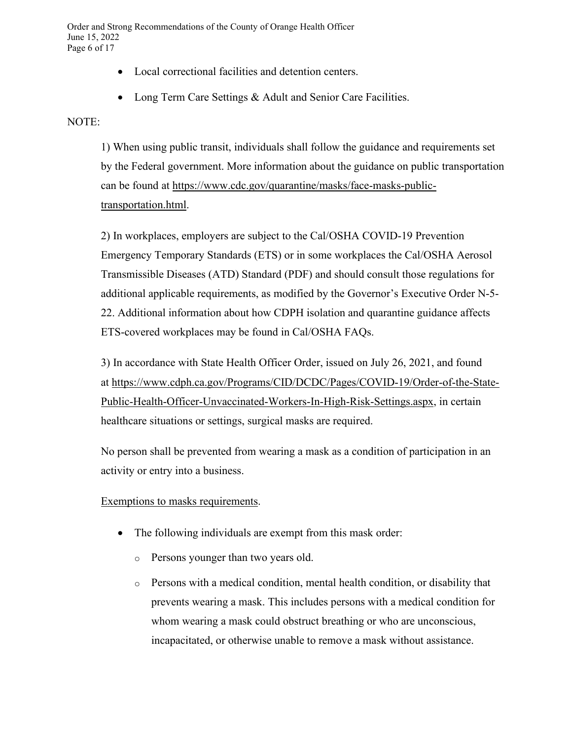- Local correctional facilities and detention centers.
- Long Term Care Settings & Adult and Senior Care Facilities.

NOTE:

1) When using public transit, individuals shall follow the guidance and requirements set by the Federal government. More information about the guidance on public transportation can be found at https://www.cdc.gov/quarantine/masks/face-masks-public-transportation.html.

2) In workplaces, employers are subject to the Cal/OSHA COVID-19 Prevention Emergency Temporary Standards (ETS) or in some workplaces the Cal/OSHA Aerosol Transmissible Diseases (ATD) Standard (PDF) and should consult those regulations for additional applicable requirements, as modified by the Governor's Executive Order N-5-22. Additional information about how CDPH isolation and quarantine guidance affects ETS-covered workplaces may be found in Cal/OSHA FAQs.

3) In accordance with State Health Officer Order, issued on July 26, 2021, and found at https://www.cdph.ca.gov/Programs/CID/DCDC/Pages/COVID-19/Order-of-the-State-Public-Health-Officer-Unvaccinated-Workers-In-High-Risk-Settings.aspx, in certain healthcare situations or settings, surgical masks are required.

No person shall be prevented from wearing a mask as a condition of participation in an activity or entry into a business.

Exemptions to masks requirements.

- The following individuals are exempt from this mask order:
  - Persons younger than two years old.
  - Persons with a medical condition, mental health condition, or disability that prevents wearing a mask. This includes persons with a medical condition for whom wearing a mask could obstruct breathing or who are unconscious, incapacitated, or otherwise unable to remove a mask without assistance.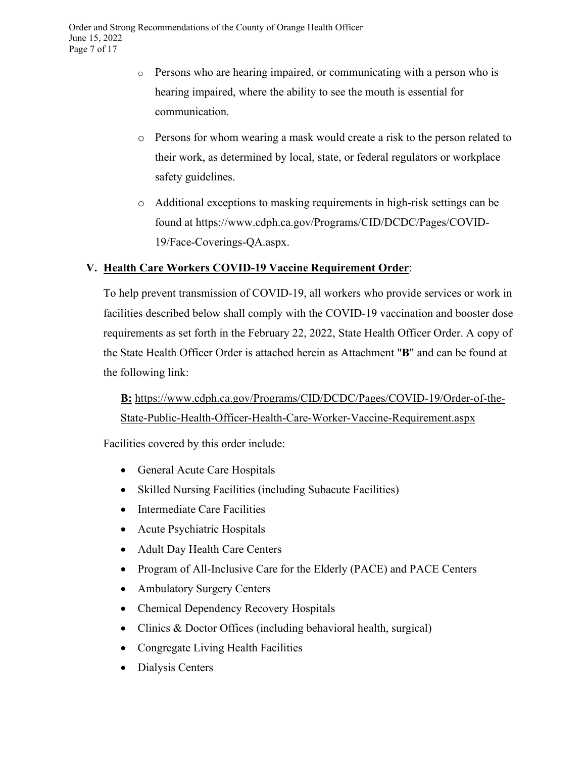- Persons who are hearing impaired, or communicating with a person who is hearing impaired, where the ability to see the mouth is essential for communication.
- Persons for whom wearing a mask would create a risk to the person related to their work, as determined by local, state, or federal regulators or workplace safety guidelines.
- Additional exceptions to masking requirements in high-risk settings can be found at https://www.cdph.ca.gov/Programs/CID/DCDC/Pages/COVID-19/Face-Coverings-QA.aspx.

**V. <u>Health Care Workers COVID-19 Vaccine Requirement Order</u>**:

To help prevent transmission of COVID-19, all workers who provide services or work in facilities described below shall comply with the COVID-19 vaccination and booster dose requirements as set forth in the February 22, 2022, State Health Officer Order. A copy of the State Health Officer Order is attached herein as Attachment "**B**" and can be found at the following link:

**<u>B:</u>** <u>https://www.cdph.ca.gov/Programs/CID/DCDC/Pages/COVID-19/Order-of-the-State-Public-Health-Officer-Health-Care-Worker-Vaccine-Requirement.aspx</u>

Facilities covered by this order include:

- General Acute Care Hospitals
- Skilled Nursing Facilities (including Subacute Facilities)
- Intermediate Care Facilities
- Acute Psychiatric Hospitals
- Adult Day Health Care Centers
- Program of All-Inclusive Care for the Elderly (PACE) and PACE Centers
- Ambulatory Surgery Centers
- Chemical Dependency Recovery Hospitals
- Clinics & Doctor Offices (including behavioral health, surgical)
- Congregate Living Health Facilities
- Dialysis Centers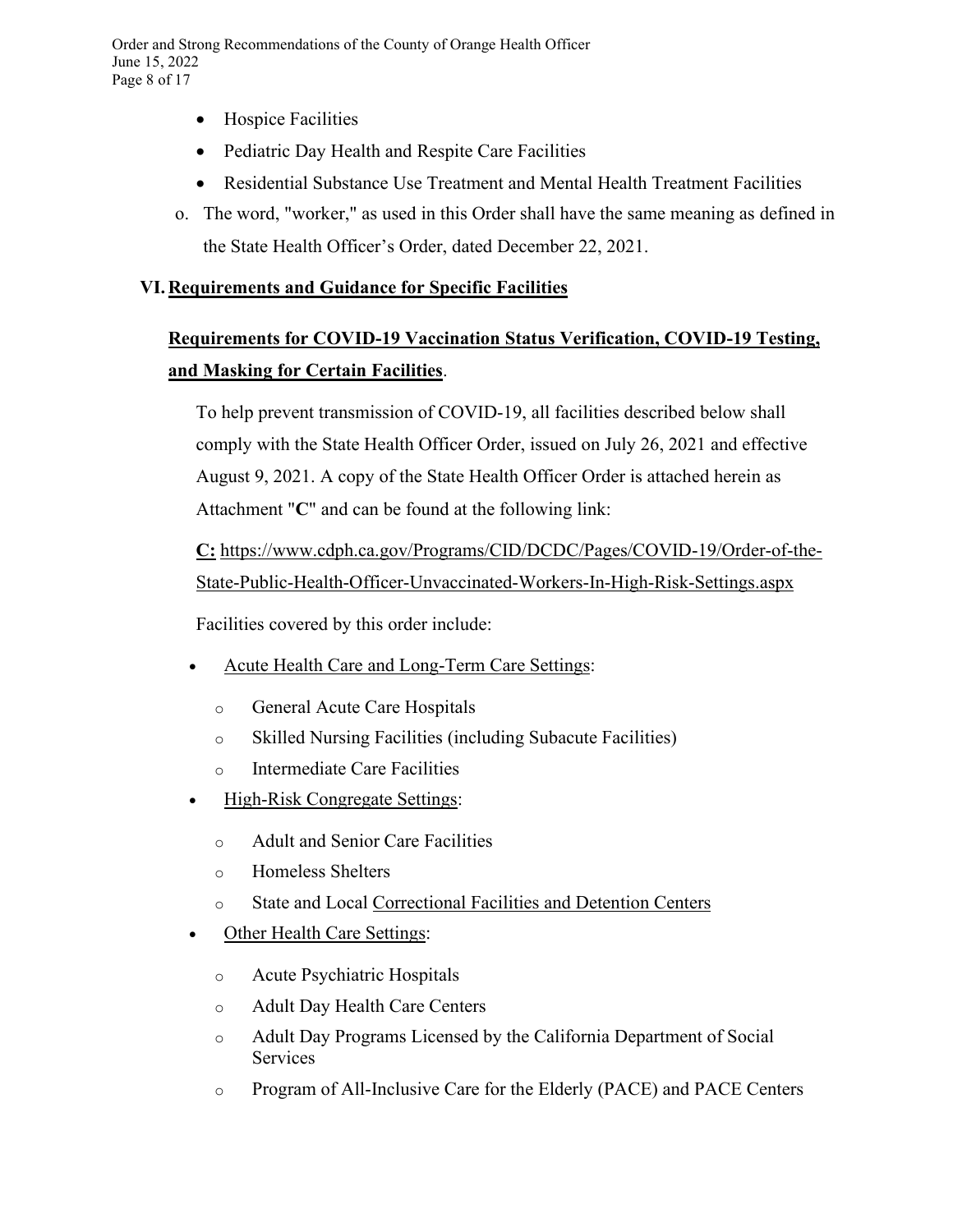- Hospice Facilities
- Pediatric Day Health and Respite Care Facilities
- Residential Substance Use Treatment and Mental Health Treatment Facilities

o. The word, "worker," as used in this Order shall have the same meaning as defined in the State Health Officer's Order, dated December 22, 2021.

## VI. Requirements and Guidance for Specific Facilities

**Requirements for COVID-19 Vaccination Status Verification, COVID-19 Testing, and Masking for Certain Facilities**.

To help prevent transmission of COVID-19, all facilities described below shall comply with the State Health Officer Order, issued on July 26, 2021 and effective August 9, 2021. A copy of the State Health Officer Order is attached herein as Attachment "**C**" and can be found at the following link:

**C:** https://www.cdph.ca.gov/Programs/CID/DCDC/Pages/COVID-19/Order-of-the-State-Public-Health-Officer-Unvaccinated-Workers-In-High-Risk-Settings.aspx

Facilities covered by this order include:

- Acute Health Care and Long-Term Care Settings:
  - General Acute Care Hospitals
  - Skilled Nursing Facilities (including Subacute Facilities)
  - Intermediate Care Facilities
- High-Risk Congregate Settings:
  - Adult and Senior Care Facilities
  - Homeless Shelters
  - State and Local Correctional Facilities and Detention Centers
- Other Health Care Settings:
  - Acute Psychiatric Hospitals
  - Adult Day Health Care Centers
  - Adult Day Programs Licensed by the California Department of Social Services
  - Program of All-Inclusive Care for the Elderly (PACE) and PACE Centers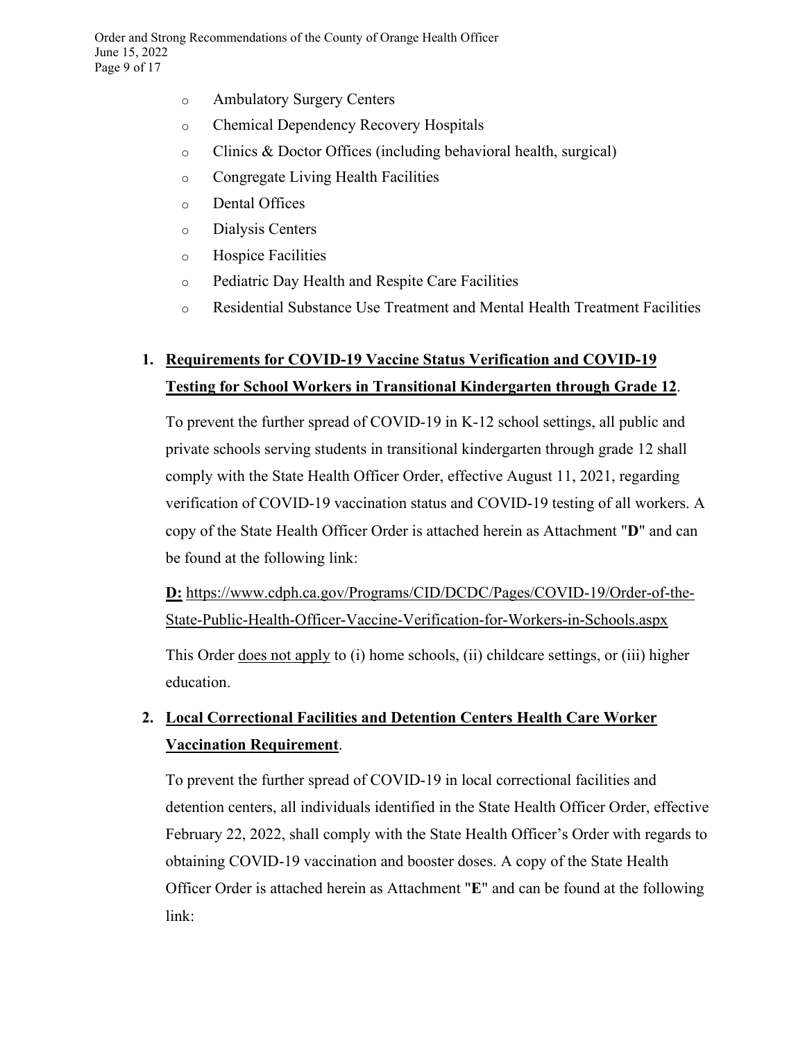- Ambulatory Surgery Centers
- Chemical Dependency Recovery Hospitals
- Clinics & Doctor Offices (including behavioral health, surgical)
- Congregate Living Health Facilities
- Dental Offices
- Dialysis Centers
- Hospice Facilities
- Pediatric Day Health and Respite Care Facilities
- Residential Substance Use Treatment and Mental Health Treatment Facilities

1. **Requirements for COVID-19 Vaccine Status Verification and COVID-19 Testing for School Workers in Transitional Kindergarten through Grade 12**.

   To prevent the further spread of COVID-19 in K-12 school settings, all public and private schools serving students in transitional kindergarten through grade 12 shall comply with the State Health Officer Order, effective August 11, 2021, regarding verification of COVID-19 vaccination status and COVID-19 testing of all workers. A copy of the State Health Officer Order is attached herein as Attachment "**D**" and can be found at the following link:

   **D:** https://www.cdph.ca.gov/Programs/CID/DCDC/Pages/COVID-19/Order-of-the-State-Public-Health-Officer-Vaccine-Verification-for-Workers-in-Schools.aspx

   This Order does not apply to (i) home schools, (ii) childcare settings, or (iii) higher education.

2. **Local Correctional Facilities and Detention Centers Health Care Worker Vaccination Requirement**.

   To prevent the further spread of COVID-19 in local correctional facilities and detention centers, all individuals identified in the State Health Officer Order, effective February 22, 2022, shall comply with the State Health Officer's Order with regards to obtaining COVID-19 vaccination and booster doses. A copy of the State Health Officer Order is attached herein as Attachment "**E**" and can be found at the following link: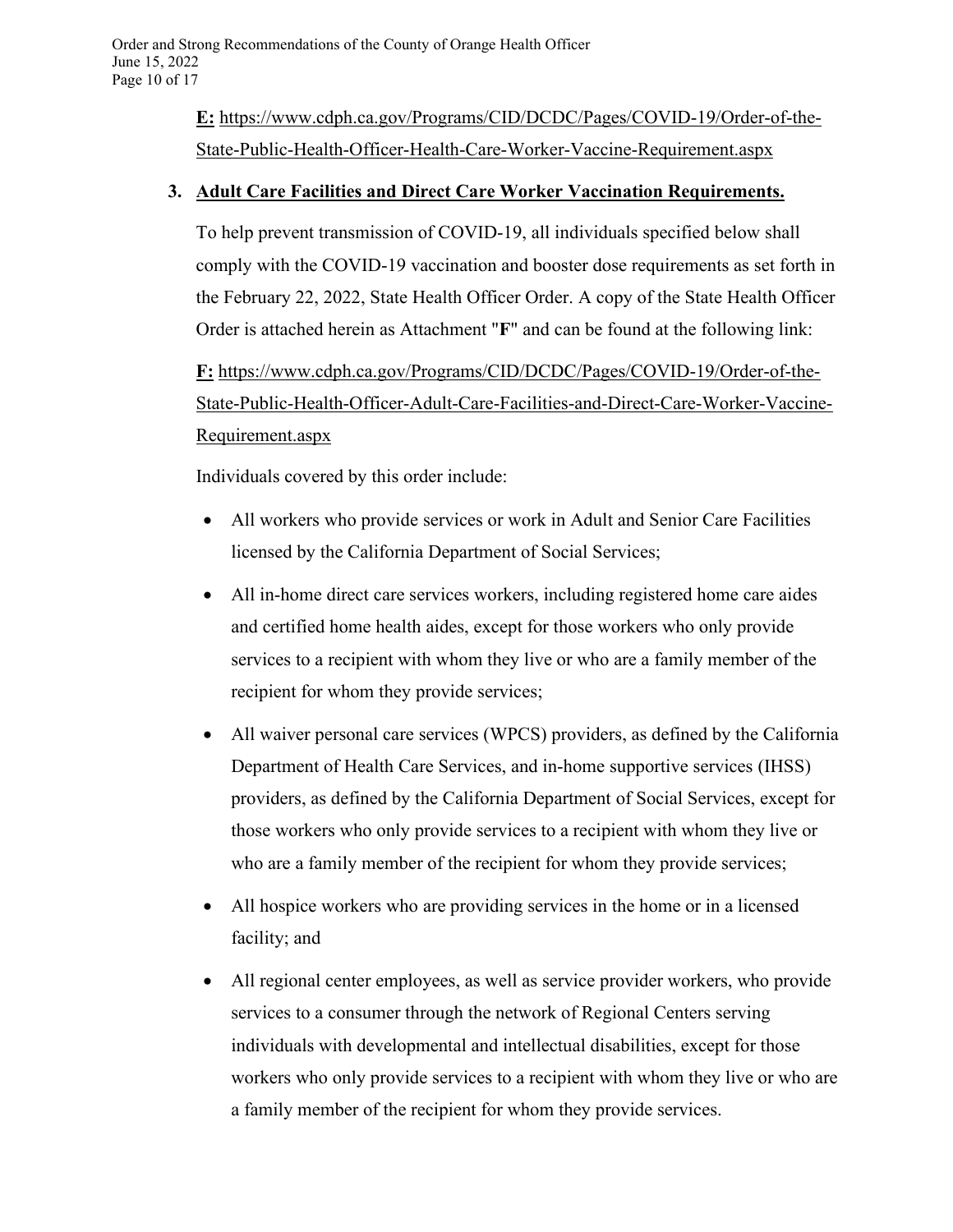**E:** https://www.cdph.ca.gov/Programs/CID/DCDC/Pages/COVID-19/Order-of-the-State-Public-Health-Officer-Health-Care-Worker-Vaccine-Requirement.aspx

3. **Adult Care Facilities and Direct Care Worker Vaccination Requirements.**

   To help prevent transmission of COVID-19, all individuals specified below shall comply with the COVID-19 vaccination and booster dose requirements as set forth in the February 22, 2022, State Health Officer Order. A copy of the State Health Officer Order is attached herein as Attachment "**F**" and can be found at the following link:

   **F:** https://www.cdph.ca.gov/Programs/CID/DCDC/Pages/COVID-19/Order-of-the-State-Public-Health-Officer-Adult-Care-Facilities-and-Direct-Care-Worker-Vaccine-Requirement.aspx

   Individuals covered by this order include:

   - All workers who provide services or work in Adult and Senior Care Facilities licensed by the California Department of Social Services;
   - All in-home direct care services workers, including registered home care aides and certified home health aides, except for those workers who only provide services to a recipient with whom they live or who are a family member of the recipient for whom they provide services;
   - All waiver personal care services (WPCS) providers, as defined by the California Department of Health Care Services, and in-home supportive services (IHSS) providers, as defined by the California Department of Social Services, except for those workers who only provide services to a recipient with whom they live or who are a family member of the recipient for whom they provide services;
   - All hospice workers who are providing services in the home or in a licensed facility; and
   - All regional center employees, as well as service provider workers, who provide services to a consumer through the network of Regional Centers serving individuals with developmental and intellectual disabilities, except for those workers who only provide services to a recipient with whom they live or who are a family member of the recipient for whom they provide services.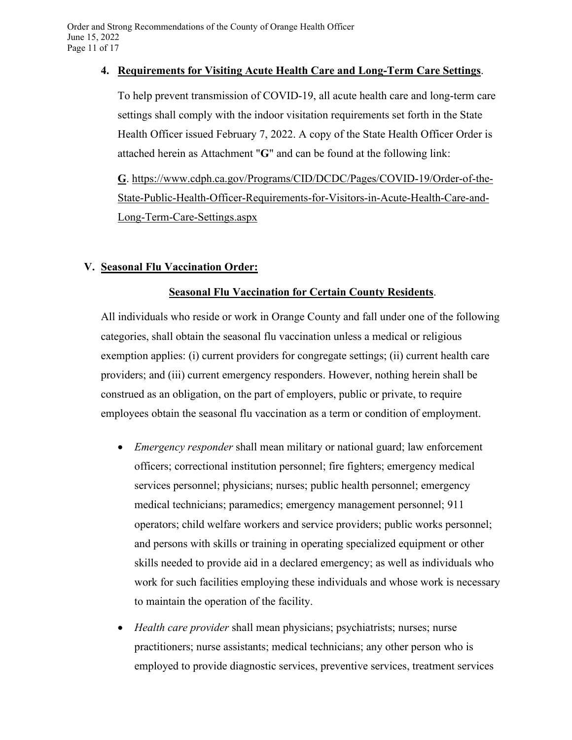4. **Requirements for Visiting Acute Health Care and Long-Term Care Settings**.

   To help prevent transmission of COVID-19, all acute health care and long-term care settings shall comply with the indoor visitation requirements set forth in the State Health Officer issued February 7, 2022. A copy of the State Health Officer Order is attached herein as Attachment "**G**" and can be found at the following link:

   **G**. https://www.cdph.ca.gov/Programs/CID/DCDC/Pages/COVID-19/Order-of-the-State-Public-Health-Officer-Requirements-for-Visitors-in-Acute-Health-Care-and-Long-Term-Care-Settings.aspx

## V. Seasonal Flu Vaccination Order:

**Seasonal Flu Vaccination for Certain County Residents**.

All individuals who reside or work in Orange County and fall under one of the following categories, shall obtain the seasonal flu vaccination unless a medical or religious exemption applies: (i) current providers for congregate settings; (ii) current health care providers; and (iii) current emergency responders. However, nothing herein shall be construed as an obligation, on the part of employers, public or private, to require employees obtain the seasonal flu vaccination as a term or condition of employment.

- *Emergency responder* shall mean military or national guard; law enforcement officers; correctional institution personnel; fire fighters; emergency medical services personnel; physicians; nurses; public health personnel; emergency medical technicians; paramedics; emergency management personnel; 911 operators; child welfare workers and service providers; public works personnel; and persons with skills or training in operating specialized equipment or other skills needed to provide aid in a declared emergency; as well as individuals who work for such facilities employing these individuals and whose work is necessary to maintain the operation of the facility.

- *Health care provider* shall mean physicians; psychiatrists; nurses; nurse practitioners; nurse assistants; medical technicians; any other person who is employed to provide diagnostic services, preventive services, treatment services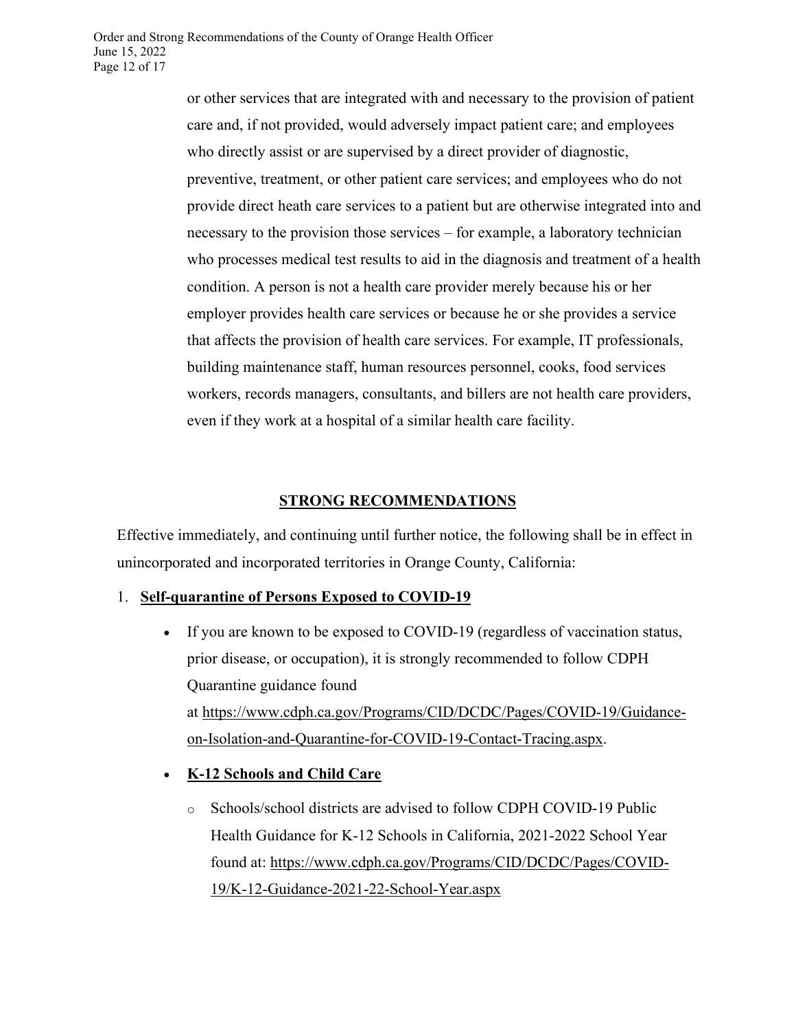or other services that are integrated with and necessary to the provision of patient care and, if not provided, would adversely impact patient care; and employees who directly assist or are supervised by a direct provider of diagnostic, preventive, treatment, or other patient care services; and employees who do not provide direct heath care services to a patient but are otherwise integrated into and necessary to the provision those services – for example, a laboratory technician who processes medical test results to aid in the diagnosis and treatment of a health condition. A person is not a health care provider merely because his or her employer provides health care services or because he or she provides a service that affects the provision of health care services. For example, IT professionals, building maintenance staff, human resources personnel, cooks, food services workers, records managers, consultants, and billers are not health care providers, even if they work at a hospital of a similar health care facility.

## STRONG RECOMMENDATIONS

Effective immediately, and continuing until further notice, the following shall be in effect in unincorporated and incorporated territories in Orange County, California:

1. **Self-quarantine of Persons Exposed to COVID-19**

   - If you are known to be exposed to COVID-19 (regardless of vaccination status, prior disease, or occupation), it is strongly recommended to follow CDPH Quarantine guidance found at https://www.cdph.ca.gov/Programs/CID/DCDC/Pages/COVID-19/Guidance-on-Isolation-and-Quarantine-for-COVID-19-Contact-Tracing.aspx.

   - **K-12 Schools and Child Care**

     - Schools/school districts are advised to follow CDPH COVID-19 Public Health Guidance for K-12 Schools in California, 2021-2022 School Year found at: https://www.cdph.ca.gov/Programs/CID/DCDC/Pages/COVID-19/K-12-Guidance-2021-22-School-Year.aspx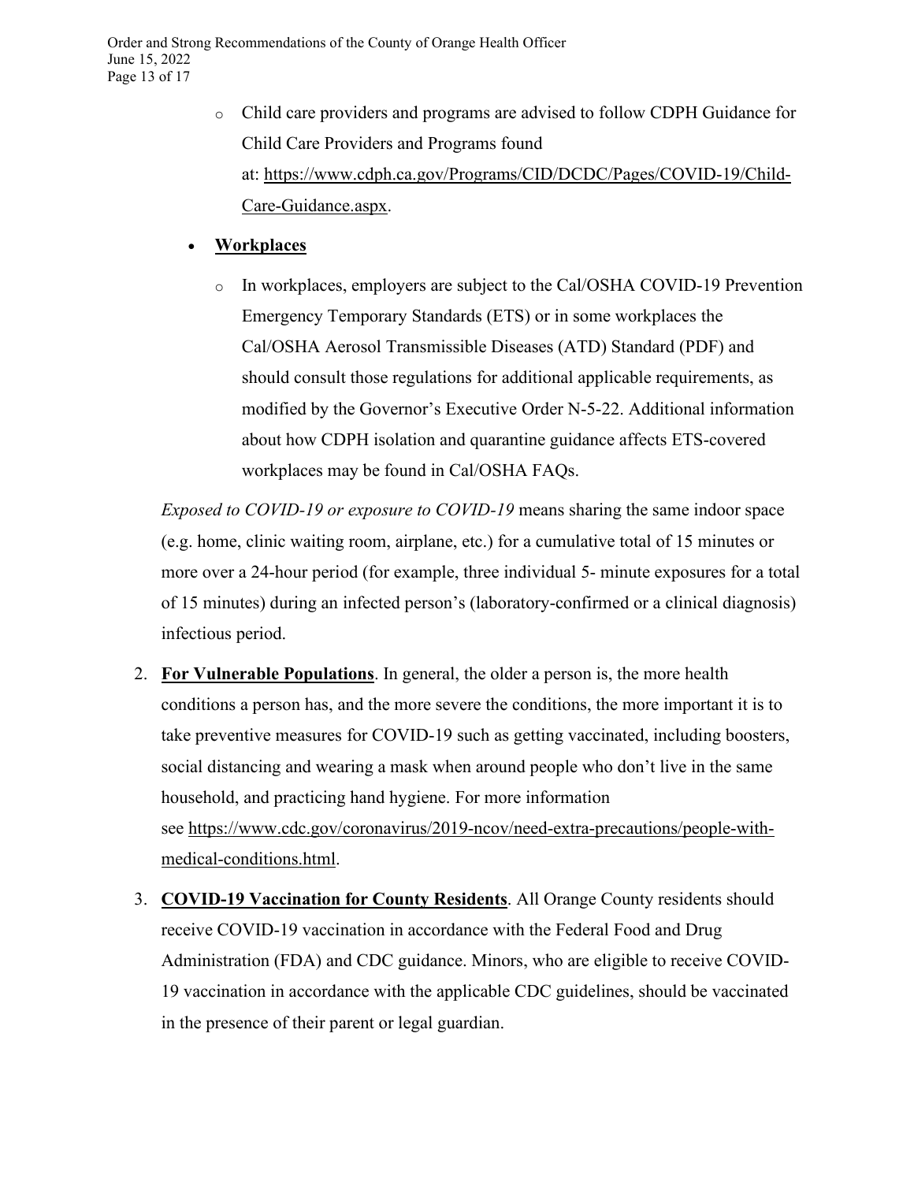- Child care providers and programs are advised to follow CDPH Guidance for Child Care Providers and Programs found at: https://www.cdph.ca.gov/Programs/CID/DCDC/Pages/COVID-19/Child-Care-Guidance.aspx.

- **Workplaces**
  - In workplaces, employers are subject to the Cal/OSHA COVID-19 Prevention Emergency Temporary Standards (ETS) or in some workplaces the Cal/OSHA Aerosol Transmissible Diseases (ATD) Standard (PDF) and should consult those regulations for additional applicable requirements, as modified by the Governor's Executive Order N-5-22. Additional information about how CDPH isolation and quarantine guidance affects ETS-covered workplaces may be found in Cal/OSHA FAQs.

*Exposed to COVID-19 or exposure to COVID-19* means sharing the same indoor space (e.g. home, clinic waiting room, airplane, etc.) for a cumulative total of 15 minutes or more over a 24-hour period (for example, three individual 5- minute exposures for a total of 15 minutes) during an infected person's (laboratory-confirmed or a clinical diagnosis) infectious period.

2. **For Vulnerable Populations**. In general, the older a person is, the more health conditions a person has, and the more severe the conditions, the more important it is to take preventive measures for COVID-19 such as getting vaccinated, including boosters, social distancing and wearing a mask when around people who don't live in the same household, and practicing hand hygiene. For more information see https://www.cdc.gov/coronavirus/2019-ncov/need-extra-precautions/people-with-medical-conditions.html.

3. **COVID-19 Vaccination for County Residents**. All Orange County residents should receive COVID-19 vaccination in accordance with the Federal Food and Drug Administration (FDA) and CDC guidance. Minors, who are eligible to receive COVID-19 vaccination in accordance with the applicable CDC guidelines, should be vaccinated in the presence of their parent or legal guardian.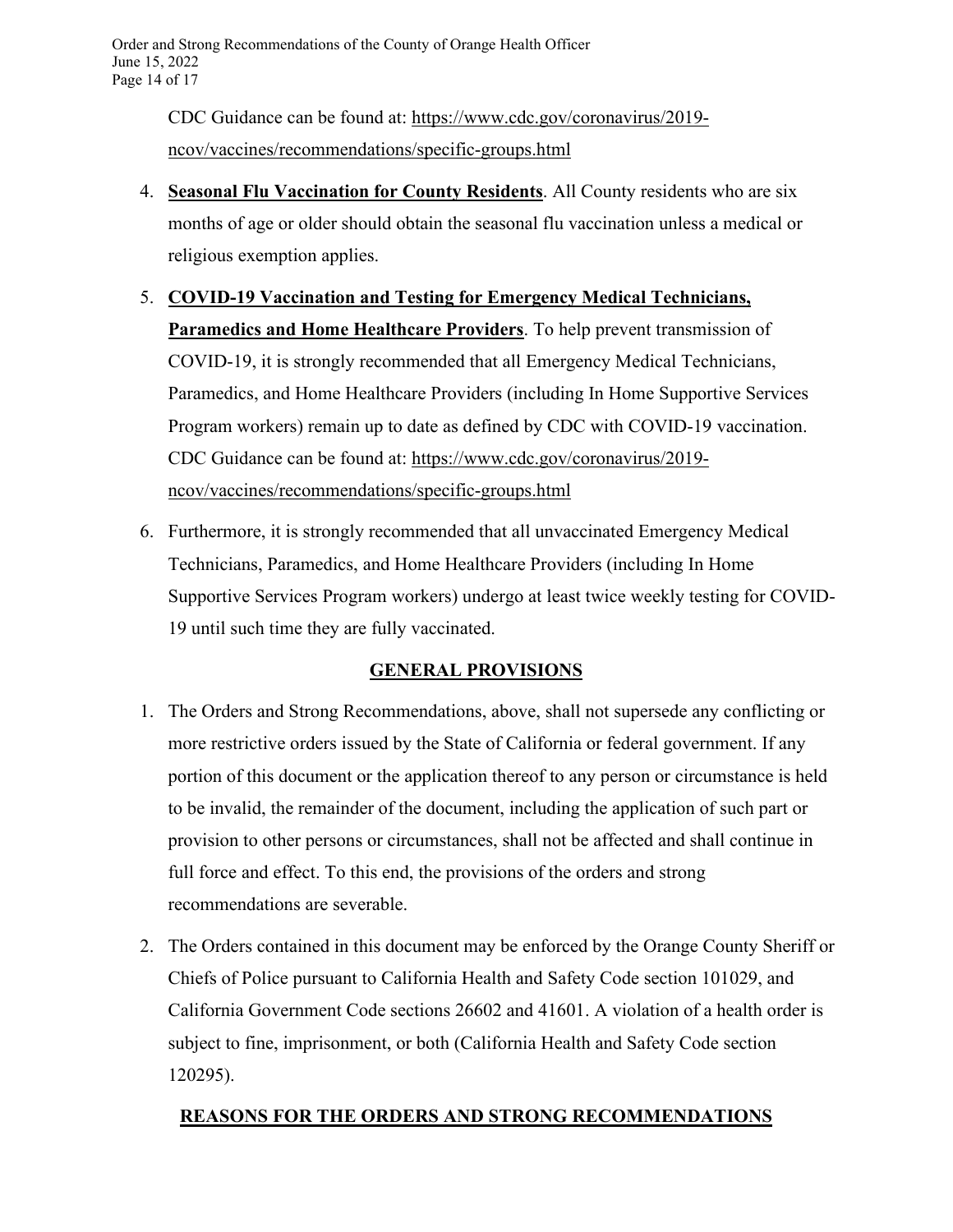CDC Guidance can be found at: https://www.cdc.gov/coronavirus/2019-ncov/vaccines/recommendations/specific-groups.html

4. **Seasonal Flu Vaccination for County Residents**. All County residents who are six months of age or older should obtain the seasonal flu vaccination unless a medical or religious exemption applies.

5. **COVID-19 Vaccination and Testing for Emergency Medical Technicians, Paramedics and Home Healthcare Providers**. To help prevent transmission of COVID-19, it is strongly recommended that all Emergency Medical Technicians, Paramedics, and Home Healthcare Providers (including In Home Supportive Services Program workers) remain up to date as defined by CDC with COVID-19 vaccination. CDC Guidance can be found at: https://www.cdc.gov/coronavirus/2019-ncov/vaccines/recommendations/specific-groups.html

6. Furthermore, it is strongly recommended that all unvaccinated Emergency Medical Technicians, Paramedics, and Home Healthcare Providers (including In Home Supportive Services Program workers) undergo at least twice weekly testing for COVID-19 until such time they are fully vaccinated.

## GENERAL PROVISIONS

1. The Orders and Strong Recommendations, above, shall not supersede any conflicting or more restrictive orders issued by the State of California or federal government. If any portion of this document or the application thereof to any person or circumstance is held to be invalid, the remainder of the document, including the application of such part or provision to other persons or circumstances, shall not be affected and shall continue in full force and effect. To this end, the provisions of the orders and strong recommendations are severable.

2. The Orders contained in this document may be enforced by the Orange County Sheriff or Chiefs of Police pursuant to California Health and Safety Code section 101029, and California Government Code sections 26602 and 41601. A violation of a health order is subject to fine, imprisonment, or both (California Health and Safety Code section 120295).

## REASONS FOR THE ORDERS AND STRONG RECOMMENDATIONS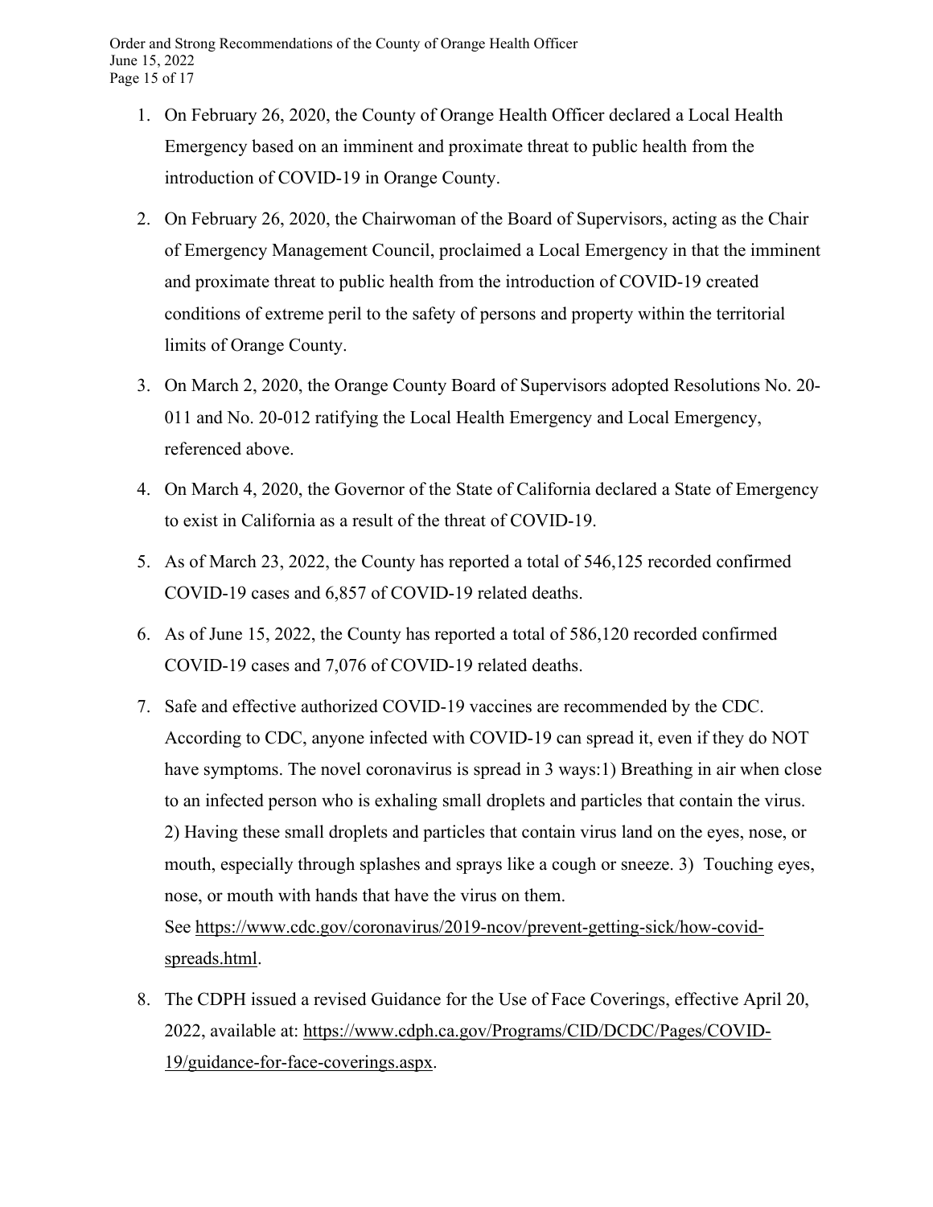1. On February 26, 2020, the County of Orange Health Officer declared a Local Health Emergency based on an imminent and proximate threat to public health from the introduction of COVID-19 in Orange County.

2. On February 26, 2020, the Chairwoman of the Board of Supervisors, acting as the Chair of Emergency Management Council, proclaimed a Local Emergency in that the imminent and proximate threat to public health from the introduction of COVID-19 created conditions of extreme peril to the safety of persons and property within the territorial limits of Orange County.

3. On March 2, 2020, the Orange County Board of Supervisors adopted Resolutions No. 20-011 and No. 20-012 ratifying the Local Health Emergency and Local Emergency, referenced above.

4. On March 4, 2020, the Governor of the State of California declared a State of Emergency to exist in California as a result of the threat of COVID-19.

5. As of March 23, 2022, the County has reported a total of 546,125 recorded confirmed COVID-19 cases and 6,857 of COVID-19 related deaths.

6. As of June 15, 2022, the County has reported a total of 586,120 recorded confirmed COVID-19 cases and 7,076 of COVID-19 related deaths.

7. Safe and effective authorized COVID-19 vaccines are recommended by the CDC. According to CDC, anyone infected with COVID-19 can spread it, even if they do NOT have symptoms. The novel coronavirus is spread in 3 ways:1) Breathing in air when close to an infected person who is exhaling small droplets and particles that contain the virus. 2) Having these small droplets and particles that contain virus land on the eyes, nose, or mouth, especially through splashes and sprays like a cough or sneeze. 3) Touching eyes, nose, or mouth with hands that have the virus on them.
   See https://www.cdc.gov/coronavirus/2019-ncov/prevent-getting-sick/how-covid-spreads.html.

8. The CDPH issued a revised Guidance for the Use of Face Coverings, effective April 20, 2022, available at: https://www.cdph.ca.gov/Programs/CID/DCDC/Pages/COVID-19/guidance-for-face-coverings.aspx.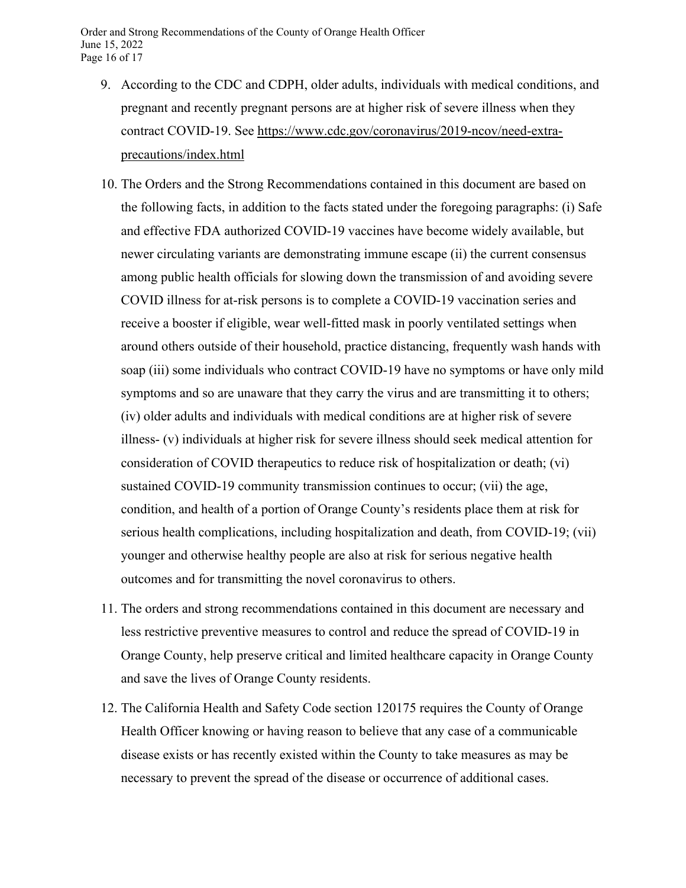9. According to the CDC and CDPH, older adults, individuals with medical conditions, and pregnant and recently pregnant persons are at higher risk of severe illness when they contract COVID-19. See [https://www.cdc.gov/coronavirus/2019-ncov/need-extra-precautions/index.html](https://www.cdc.gov/coronavirus/2019-ncov/need-extra-precautions/index.html)

10. The Orders and the Strong Recommendations contained in this document are based on the following facts, in addition to the facts stated under the foregoing paragraphs: (i) Safe and effective FDA authorized COVID-19 vaccines have become widely available, but newer circulating variants are demonstrating immune escape (ii) the current consensus among public health officials for slowing down the transmission of and avoiding severe COVID illness for at-risk persons is to complete a COVID-19 vaccination series and receive a booster if eligible, wear well-fitted mask in poorly ventilated settings when around others outside of their household, practice distancing, frequently wash hands with soap (iii) some individuals who contract COVID-19 have no symptoms or have only mild symptoms and so are unaware that they carry the virus and are transmitting it to others; (iv) older adults and individuals with medical conditions are at higher risk of severe illness- (v) individuals at higher risk for severe illness should seek medical attention for consideration of COVID therapeutics to reduce risk of hospitalization or death; (vi) sustained COVID-19 community transmission continues to occur; (vii) the age, condition, and health of a portion of Orange County's residents place them at risk for serious health complications, including hospitalization and death, from COVID-19; (vii) younger and otherwise healthy people are also at risk for serious negative health outcomes and for transmitting the novel coronavirus to others.

11. The orders and strong recommendations contained in this document are necessary and less restrictive preventive measures to control and reduce the spread of COVID-19 in Orange County, help preserve critical and limited healthcare capacity in Orange County and save the lives of Orange County residents.

12. The California Health and Safety Code section 120175 requires the County of Orange Health Officer knowing or having reason to believe that any case of a communicable disease exists or has recently existed within the County to take measures as may be necessary to prevent the spread of the disease or occurrence of additional cases.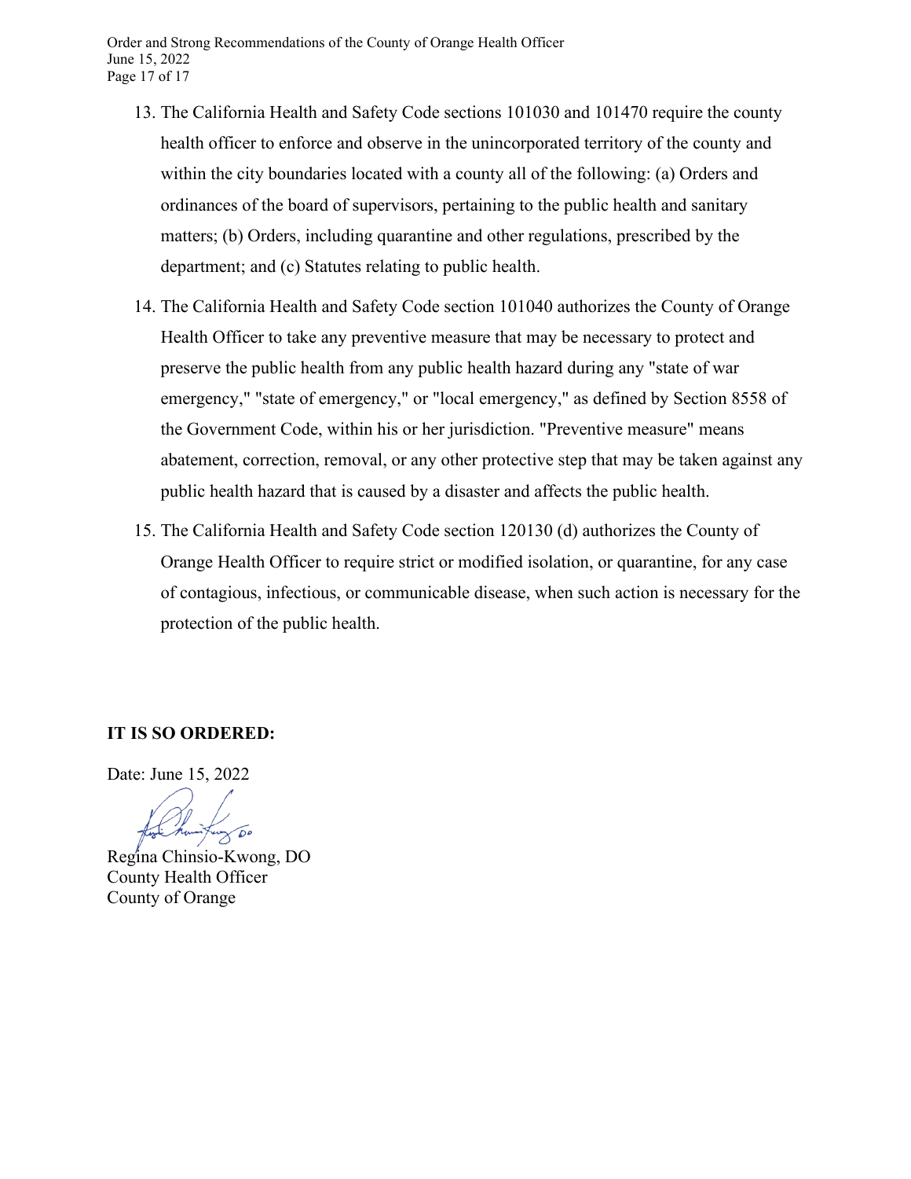13. The California Health and Safety Code sections 101030 and 101470 require the county health officer to enforce and observe in the unincorporated territory of the county and within the city boundaries located with a county all of the following: (a) Orders and ordinances of the board of supervisors, pertaining to the public health and sanitary matters; (b) Orders, including quarantine and other regulations, prescribed by the department; and (c) Statutes relating to public health.

14. The California Health and Safety Code section 101040 authorizes the County of Orange Health Officer to take any preventive measure that may be necessary to protect and preserve the public health from any public health hazard during any "state of war emergency," "state of emergency," or "local emergency," as defined by Section 8558 of the Government Code, within his or her jurisdiction. "Preventive measure" means abatement, correction, removal, or any other protective step that may be taken against any public health hazard that is caused by a disaster and affects the public health.

15. The California Health and Safety Code section 120130 (d) authorizes the County of Orange Health Officer to require strict or modified isolation, or quarantine, for any case of contagious, infectious, or communicable disease, when such action is necessary for the protection of the public health.

**IT IS SO ORDERED:**

Date: June 15, 2022

Regina Chinsio-Kwong, DO
County Health Officer
County of Orange